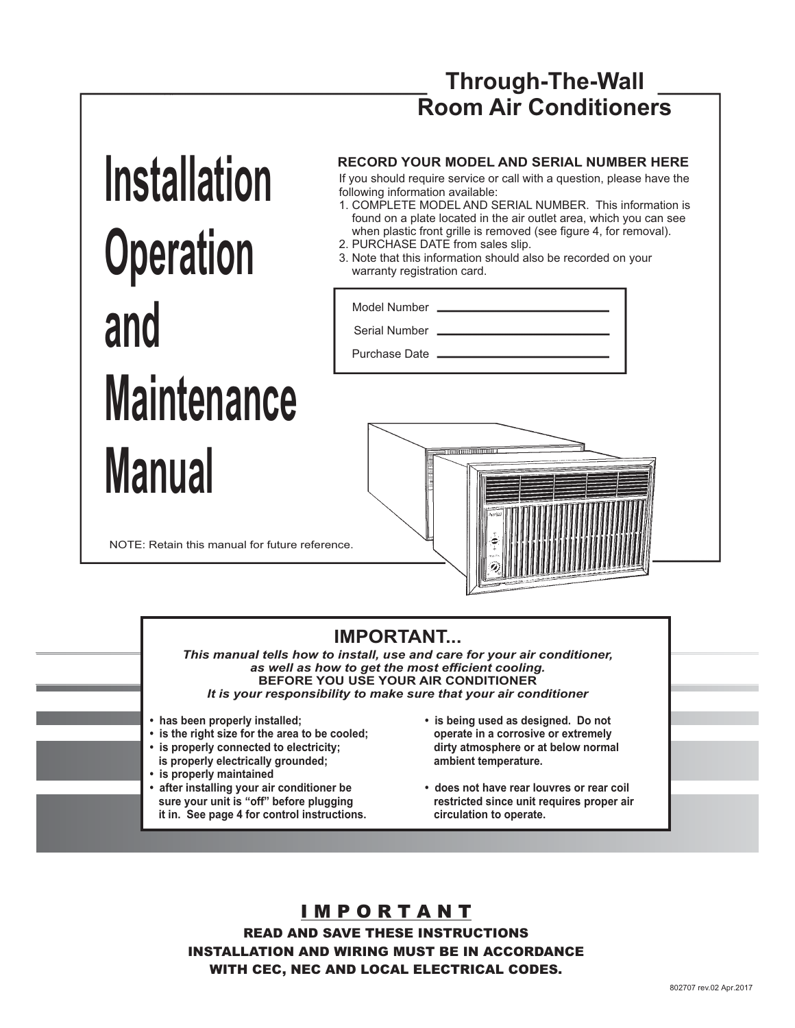# Through-The-Wall Room Air Conditioners

# Installation Operation and Maintenance Manual

**RECORD YOUR MODEL AND SERIAL NUMBER HERE**

If you should require service or call with a question, please have the following information available:

1. COMPLETE MODEL AND SERIAL NUMBER. This information is found on a plate located in the air outlet area, which you can see when plastic front grille is removed (see figure 4, for removal).
2. PURCHASE DATE from sales slip.
3. Note that this information should also be recorded on your warranty registration card.

Model Number \_\_\_\_\_\_\_\_\_\_\_\_\_\_\_\_\_\_\_\_

Serial Number \_\_\_\_\_\_\_\_\_\_\_\_\_\_\_\_\_\_\_\_

Purchase Date \_\_\_\_\_\_\_\_\_\_\_\_\_\_\_\_\_\_\_\_

NOTE: Retain this manual for future reference.

## IMPORTANT...

***This manual tells how to install, use and care for your air conditioner, as well as how to get the most efficient cooling.***

**BEFORE YOU USE YOUR AIR CONDITIONER**

***It is your responsibility to make sure that your air conditioner***

- **has been properly installed;**
- **is the right size for the area to be cooled;**
- **is properly connected to electricity; is properly electrically grounded;**
- **is properly maintained**
- **after installing your air conditioner be sure your unit is "off" before plugging it in. See page 4 for control instructions.**
- **is being used as designed. Do not operate in a corrosive or extremely dirty atmosphere or at below normal ambient temperature.**
- **does not have rear louvres or rear coil restricted since unit requires proper air circulation to operate.**

## IMPORTANT

**READ AND SAVE THESE INSTRUCTIONS**

**INSTALLATION AND WIRING MUST BE IN ACCORDANCE WITH CEC, NEC AND LOCAL ELECTRICAL CODES.**

802707 rev.02 Apr.2017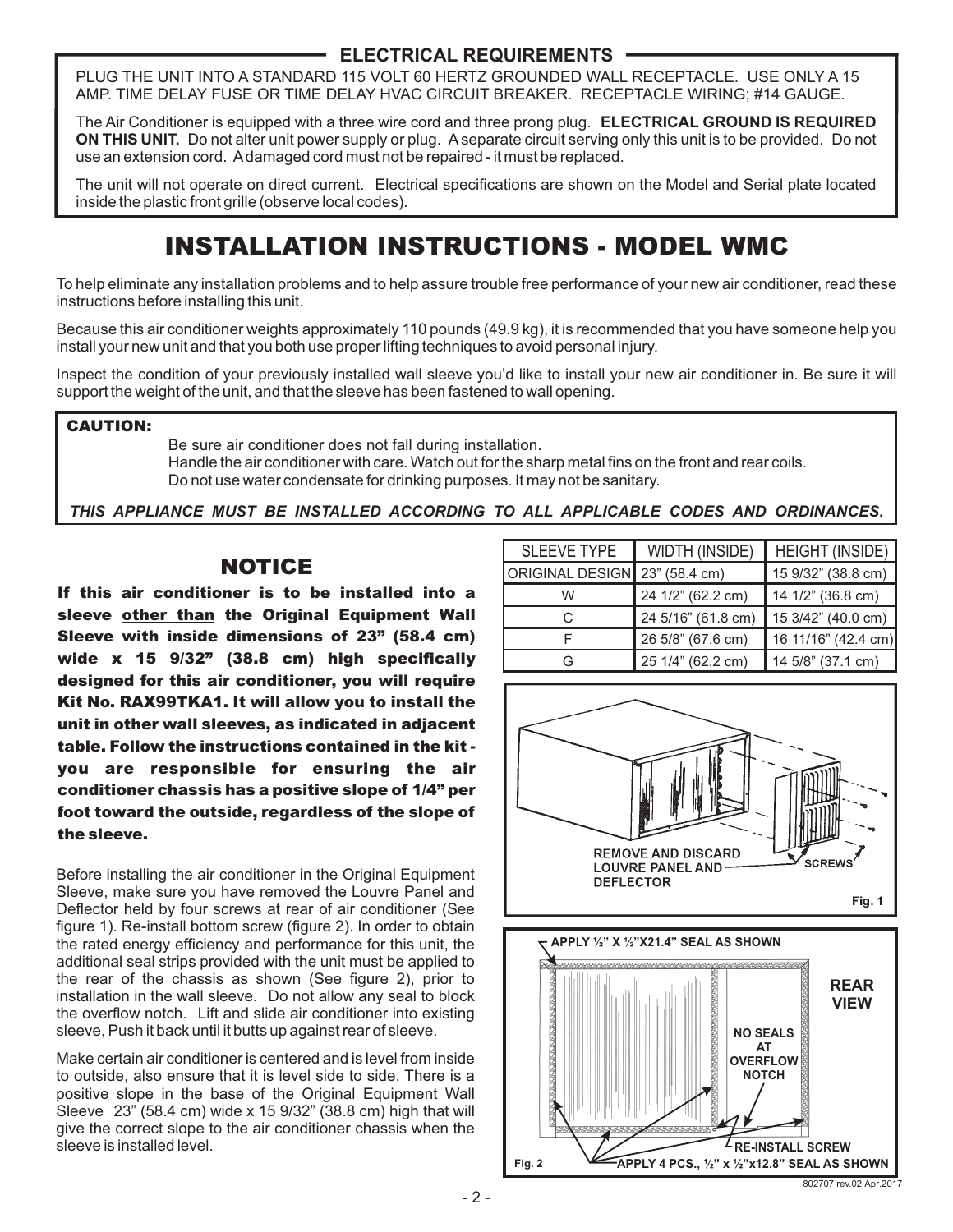## ELECTRICAL REQUIREMENTS

PLUG THE UNIT INTO A STANDARD 115 VOLT 60 HERTZ GROUNDED WALL RECEPTACLE. USE ONLY A 15 AMP. TIME DELAY FUSE OR TIME DELAY HVAC CIRCUIT BREAKER. RECEPTACLE WIRING; #14 GAUGE.

The Air Conditioner is equipped with a three wire cord and three prong plug. **ELECTRICAL GROUND IS REQUIRED ON THIS UNIT.** Do not alter unit power supply or plug. A separate circuit serving only this unit is to be provided. Do not use an extension cord. A damaged cord must not be repaired - it must be replaced.

The unit will not operate on direct current. Electrical specifications are shown on the Model and Serial plate located inside the plastic front grille (observe local codes).

# INSTALLATION INSTRUCTIONS - MODEL WMC

To help eliminate any installation problems and to help assure trouble free performance of your new air conditioner, read these instructions before installing this unit.

Because this air conditioner weights approximately 110 pounds (49.9 kg), it is recommended that you have someone help you install your new unit and that you both use proper lifting techniques to avoid personal injury.

Inspect the condition of your previously installed wall sleeve you'd like to install your new air conditioner in. Be sure it will support the weight of the unit, and that the sleeve has been fastened to wall opening.

**CAUTION:**

Be sure air conditioner does not fall during installation.
Handle the air conditioner with care. Watch out for the sharp metal fins on the front and rear coils.
Do not use water condensate for drinking purposes. It may not be sanitary.

***THIS APPLIANCE MUST BE INSTALLED ACCORDING TO ALL APPLICABLE CODES AND ORDINANCES.***

## NOTICE

**If this air conditioner is to be installed into a sleeve other than the Original Equipment Wall Sleeve with inside dimensions of 23" (58.4 cm) wide x 15 9/32" (38.8 cm) high specifically designed for this air conditioner, you will require Kit No. RAX99TKA1. It will allow you to install the unit in other wall sleeves, as indicated in adjacent table. Follow the instructions contained in the kit - you are responsible for ensuring the air conditioner chassis has a positive slope of 1/4" per foot toward the outside, regardless of the slope of the sleeve.**

| SLEEVE TYPE | WIDTH (INSIDE) | HEIGHT (INSIDE) |
|---|---|---|
| ORIGINAL DESIGN | 23" (58.4 cm) | 15 9/32" (38.8 cm) |
| W | 24 1/2" (62.2 cm) | 14 1/2" (36.8 cm) |
| C | 24 5/16" (61.8 cm) | 15 3/42" (40.0 cm) |
| F | 26 5/8" (67.6 cm) | 16 11/16" (42.4 cm) |
| G | 25 1/4" (62.2 cm) | 14 5/8" (37.1 cm) |

REMOVE AND DISCARD LOUVRE PANEL AND DEFLECTOR — SCREWS

Fig. 1

APPLY ½" X ½"X21.4" SEAL AS SHOWN — REAR VIEW — NO SEALS AT OVERFLOW NOTCH — RE-INSTALL SCREW — APPLY 4 PCS., ½" x ½"x12.8" SEAL AS SHOWN

Fig. 2

Before installing the air conditioner in the Original Equipment Sleeve, make sure you have removed the Louvre Panel and Deflector held by four screws at rear of air conditioner (See figure 1). Re-install bottom screw (figure 2). In order to obtain the rated energy efficiency and performance for this unit, the additional seal strips provided with the unit must be applied to the rear of the chassis as shown (See figure 2), prior to installation in the wall sleeve. Do not allow any seal to block the overflow notch. Lift and slide air conditioner into existing sleeve, Push it back until it butts up against rear of sleeve.

Make certain air conditioner is centered and is level from inside to outside, also ensure that it is level side to side. There is a positive slope in the base of the Original Equipment Wall Sleeve 23" (58.4 cm) wide x 15 9/32" (38.8 cm) high that will give the correct slope to the air conditioner chassis when the sleeve is installed level.

802707 rev.02 Apr.2017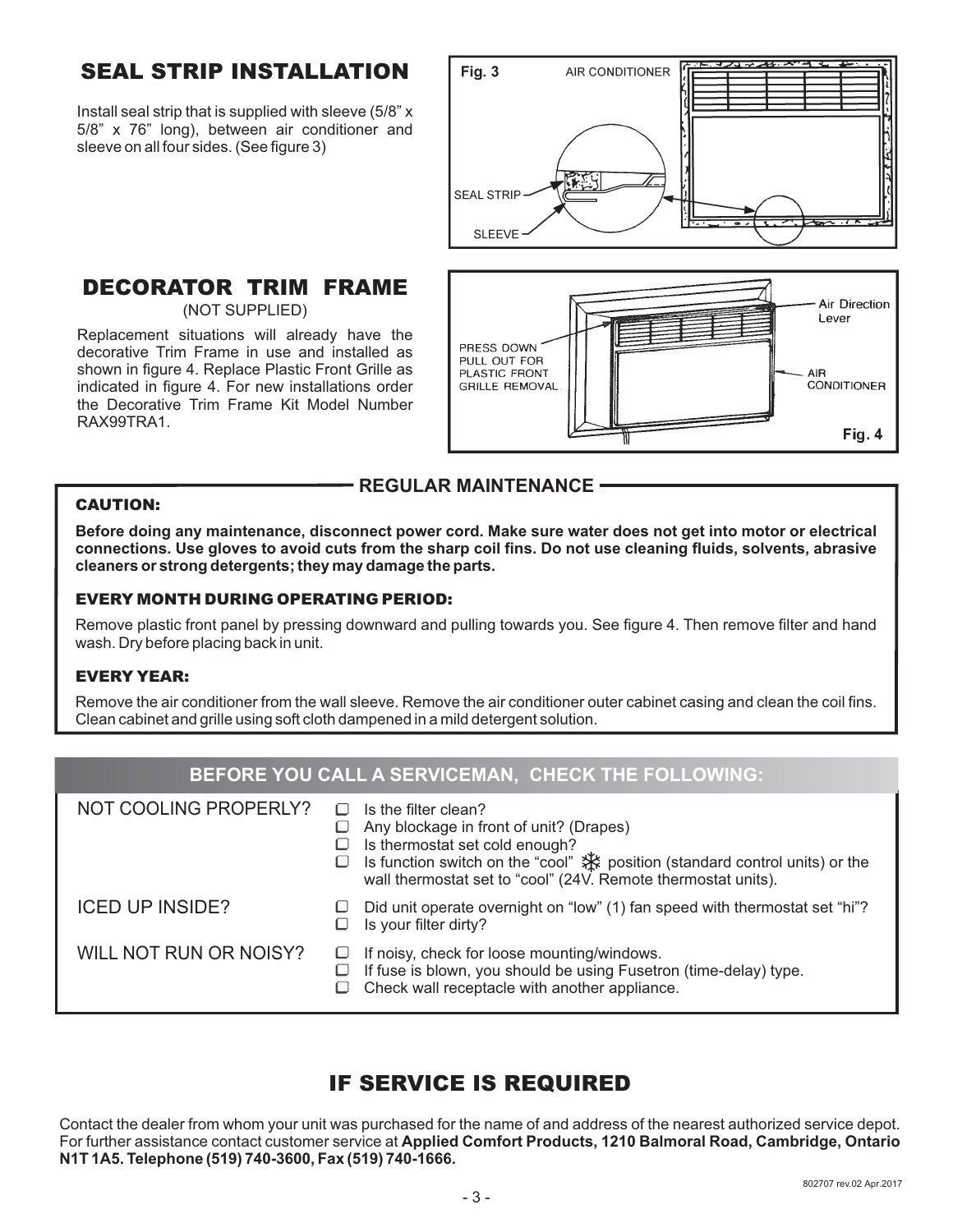## SEAL STRIP INSTALLATION

Install seal strip that is supplied with sleeve (5/8" x 5/8" x 76" long), between air conditioner and sleeve on all four sides. (See figure 3)

Fig. 3 AIR CONDITIONER SEAL STRIP SLEEVE

## DECORATOR TRIM FRAME

(NOT SUPPLIED)

Replacement situations will already have the decorative Trim Frame in use and installed as shown in figure 4. Replace Plastic Front Grille as indicated in figure 4. For new installations order the Decorative Trim Frame Kit Model Number RAX99TRA1.

PRESS DOWN PULL OUT FOR PLASTIC FRONT GRILLE REMOVAL — Air Direction Lever — AIR CONDITIONER

Fig. 4

## REGULAR MAINTENANCE

**CAUTION:**

**Before doing any maintenance, disconnect power cord. Make sure water does not get into motor or electrical connections. Use gloves to avoid cuts from the sharp coil fins. Do not use cleaning fluids, solvents, abrasive cleaners or strong detergents; they may damage the parts.**

### EVERY MONTH DURING OPERATING PERIOD:

Remove plastic front panel by pressing downward and pulling towards you. See figure 4. Then remove filter and hand wash. Dry before placing back in unit.

### EVERY YEAR:

Remove the air conditioner from the wall sleeve. Remove the air conditioner outer cabinet casing and clean the coil fins. Clean cabinet and grille using soft cloth dampened in a mild detergent solution.

## BEFORE YOU CALL A SERVICEMAN, CHECK THE FOLLOWING:

NOT COOLING PROPERLY?

- ☐ Is the filter clean?
- ☐ Any blockage in front of unit? (Drapes)
- ☐ Is thermostat set cold enough?
- ☐ Is function switch on the "cool" ❄ position (standard control units) or the wall thermostat set to "cool" (24V. Remote thermostat units).

ICED UP INSIDE?

- ☐ Did unit operate overnight on "low" (1) fan speed with thermostat set "hi"?
- ☐ Is your filter dirty?

WILL NOT RUN OR NOISY?

- ☐ If noisy, check for loose mounting/windows.
- ☐ If fuse is blown, you should be using Fusetron (time-delay) type.
- ☐ Check wall receptacle with another appliance.

## IF SERVICE IS REQUIRED

Contact the dealer from whom your unit was purchased for the name of and address of the nearest authorized service depot. For further assistance contact customer service at **Applied Comfort Products, 1210 Balmoral Road, Cambridge, Ontario N1T 1A5. Telephone (519) 740-3600, Fax (519) 740-1666.**

802707 rev.02 Apr.2017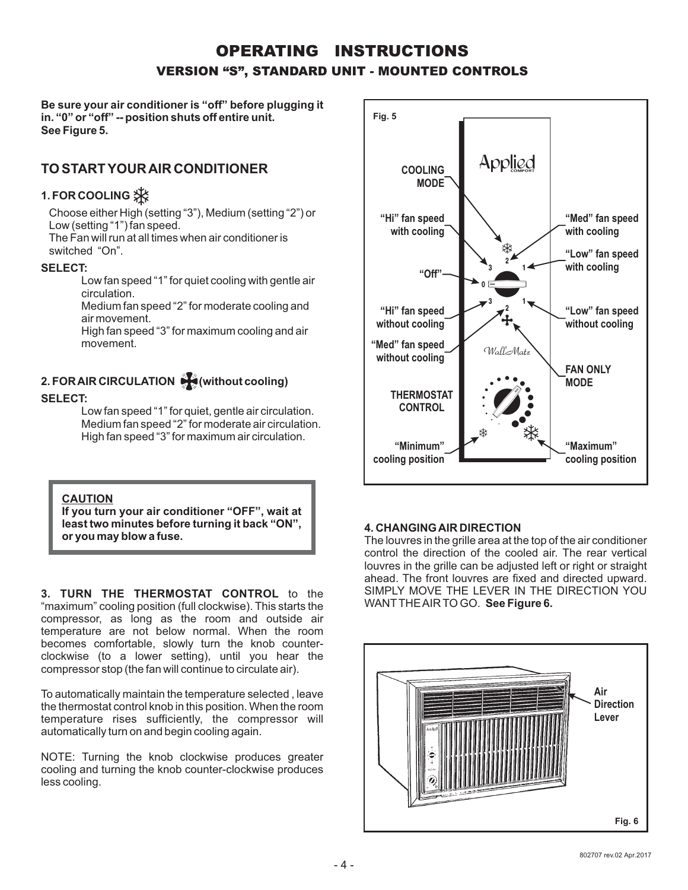# OPERATING INSTRUCTIONS

## VERSION "S", STANDARD UNIT - MOUNTED CONTROLS

**Be sure your air conditioner is "off" before plugging it in. "0" or "off" -- position shuts off entire unit. See Figure 5.**

## TO START YOUR AIR CONDITIONER

### 1. FOR COOLING

Choose either High (setting "3"), Medium (setting "2") or Low (setting "1") fan speed.
The Fan will run at all times when air conditioner is switched "On".

**SELECT:**

Low fan speed "1" for quiet cooling with gentle air circulation.
Medium fan speed "2" for moderate cooling and air movement.
High fan speed "3" for maximum cooling and air movement.

### 2. FOR AIR CIRCULATION (without cooling)

**SELECT:**

Low fan speed "1" for quiet, gentle air circulation.
Medium fan speed "2" for moderate air circulation.
High fan speed "3" for maximum air circulation.

> **CAUTION**
> **If you turn your air conditioner "OFF", wait at least two minutes before turning it back "ON", or you may blow a fuse.**

**3. TURN THE THERMOSTAT CONTROL** to the "maximum" cooling position (full clockwise). This starts the compressor, as long as the room and outside air temperature are not below normal. When the room becomes comfortable, slowly turn the knob counter-clockwise (to a lower setting), until you hear the compressor stop (the fan will continue to circulate air).

To automatically maintain the temperature selected , leave the thermostat control knob in this position. When the room temperature rises sufficiently, the compressor will automatically turn on and begin cooling again.

NOTE: Turning the knob clockwise produces greater cooling and turning the knob counter-clockwise produces less cooling.

Fig. 5

COOLING MODE; "Hi" fan speed with cooling; "Off"; "Hi" fan speed without cooling; "Med" fan speed without cooling; THERMOSTAT CONTROL; "Minimum" cooling position; "Med" fan speed with cooling; "Low" fan speed with cooling; "Low" fan speed without cooling; FAN ONLY MODE; "Maximum" cooling position

### 4. CHANGING AIR DIRECTION

The louvres in the grille area at the top of the air conditioner control the direction of the cooled air. The rear vertical louvres in the grille can be adjusted left or right or straight ahead. The front louvres are fixed and directed upward. SIMPLY MOVE THE LEVER IN THE DIRECTION YOU WANT THE AIR TO GO. **See Figure 6.**

Air Direction Lever

Fig. 6

802707 rev.02 Apr.2017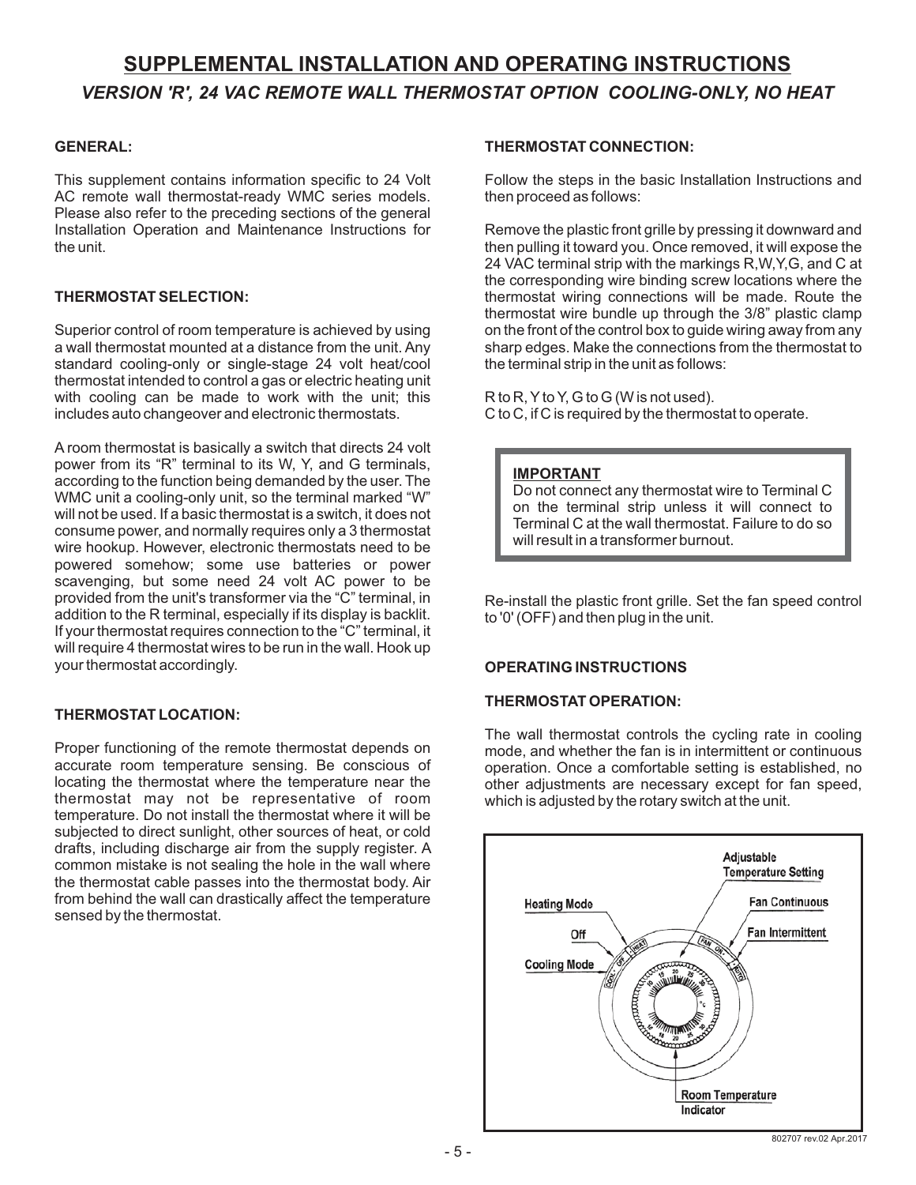# SUPPLEMENTAL INSTALLATION AND OPERATING INSTRUCTIONS

## *VERSION 'R', 24 VAC REMOTE WALL THERMOSTAT OPTION COOLING-ONLY, NO HEAT*

**GENERAL:**

This supplement contains information specific to 24 Volt AC remote wall thermostat-ready WMC series models. Please also refer to the preceding sections of the general Installation Operation and Maintenance Instructions for the unit.

**THERMOSTAT SELECTION:**

Superior control of room temperature is achieved by using a wall thermostat mounted at a distance from the unit. Any standard cooling-only or single-stage 24 volt heat/cool thermostat intended to control a gas or electric heating unit with cooling can be made to work with the unit; this includes auto changeover and electronic thermostats.

A room thermostat is basically a switch that directs 24 volt power from its "R" terminal to its W, Y, and G terminals, according to the function being demanded by the user. The WMC unit a cooling-only unit, so the terminal marked "W" will not be used. If a basic thermostat is a switch, it does not consume power, and normally requires only a 3 thermostat wire hookup. However, electronic thermostats need to be powered somehow; some use batteries or power scavenging, but some need 24 volt AC power to be provided from the unit's transformer via the "C" terminal, in addition to the R terminal, especially if its display is backlit. If your thermostat requires connection to the "C" terminal, it will require 4 thermostat wires to be run in the wall. Hook up your thermostat accordingly.

**THERMOSTAT LOCATION:**

Proper functioning of the remote thermostat depends on accurate room temperature sensing. Be conscious of locating the thermostat where the temperature near the thermostat may not be representative of room temperature. Do not install the thermostat where it will be subjected to direct sunlight, other sources of heat, or cold drafts, including discharge air from the supply register. A common mistake is not sealing the hole in the wall where the thermostat cable passes into the thermostat body. Air from behind the wall can drastically affect the temperature sensed by the thermostat.

**THERMOSTAT CONNECTION:**

Follow the steps in the basic Installation Instructions and then proceed as follows:

Remove the plastic front grille by pressing it downward and then pulling it toward you. Once removed, it will expose the 24 VAC terminal strip with the markings R,W,Y,G, and C at the corresponding wire binding screw locations where the thermostat wiring connections will be made. Route the thermostat wire bundle up through the 3/8" plastic clamp on the front of the control box to guide wiring away from any sharp edges. Make the connections from the thermostat to the terminal strip in the unit as follows:

R to R, Y to Y, G to G (W is not used).
C to C, if C is required by the thermostat to operate.

> **IMPORTANT**
> Do not connect any thermostat wire to Terminal C on the terminal strip unless it will connect to Terminal C at the wall thermostat. Failure to do so will result in a transformer burnout.

Re-install the plastic front grille. Set the fan speed control to '0' (OFF) and then plug in the unit.

**OPERATING INSTRUCTIONS**

**THERMOSTAT OPERATION:**

The wall thermostat controls the cycling rate in cooling mode, and whether the fan is in intermittent or continuous operation. Once a comfortable setting is established, no other adjustments are necessary except for fan speed, which is adjusted by the rotary switch at the unit.

Adjustable Temperature Setting
Heating Mode
Fan Continuous
Off
Fan Intermittent
Cooling Mode
Room Temperature Indicator

802707 rev.02 Apr.2017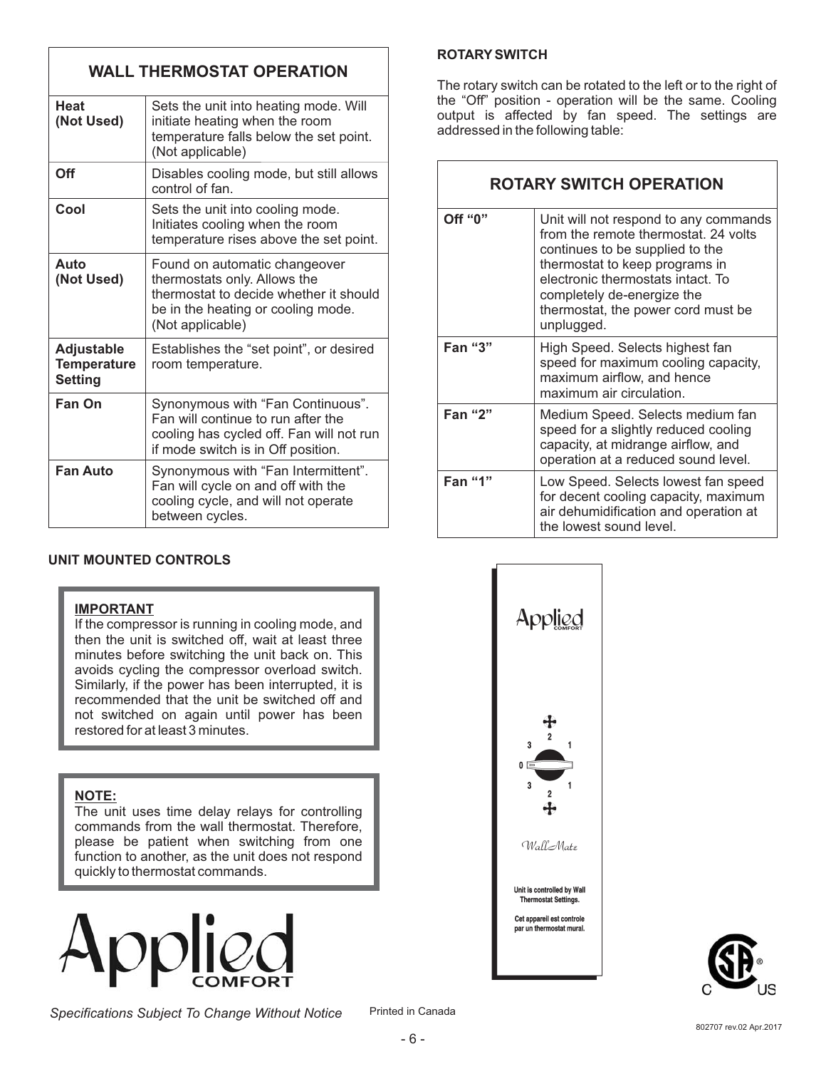| WALL THERMOSTAT OPERATION | |
|---|---|
| **Heat (Not Used)** | Sets the unit into heating mode. Will initiate heating when the room temperature falls below the set point. (Not applicable) |
| **Off** | Disables cooling mode, but still allows control of fan. |
| **Cool** | Sets the unit into cooling mode. Initiates cooling when the room temperature rises above the set point. |
| **Auto (Not Used)** | Found on automatic changeover thermostats only. Allows the thermostat to decide whether it should be in the heating or cooling mode. (Not applicable) |
| **Adjustable Temperature Setting** | Establishes the "set point", or desired room temperature. |
| **Fan On** | Synonymous with "Fan Continuous". Fan will continue to run after the cooling has cycled off. Fan will not run if mode switch is in Off position. |
| **Fan Auto** | Synonymous with "Fan Intermittent". Fan will cycle on and off with the cooling cycle, and will not operate between cycles. |

### UNIT MOUNTED CONTROLS

**IMPORTANT**

If the compressor is running in cooling mode, and then the unit is switched off, wait at least three minutes before switching the unit back on. This avoids cycling the compressor overload switch. Similarly, if the power has been interrupted, it is recommended that the unit be switched off and not switched on again until power has been restored for at least 3 minutes.

**NOTE:**

The unit uses time delay relays for controlling commands from the wall thermostat. Therefore, please be patient when switching from one function to another, as the unit does not respond quickly to thermostat commands.

### ROTARY SWITCH

The rotary switch can be rotated to the left or to the right of the "Off" position - operation will be the same. Cooling output is affected by fan speed. The settings are addressed in the following table:

| ROTARY SWITCH OPERATION | |
|---|---|
| **Off "0"** | Unit will not respond to any commands from the remote thermostat. 24 volts continues to be supplied to the thermostat to keep programs in electronic thermostats intact. To completely de-energize the thermostat, the power cord must be unplugged. |
| **Fan "3"** | High Speed. Selects highest fan speed for maximum cooling capacity, maximum airflow, and hence maximum air circulation. |
| **Fan "2"** | Medium Speed. Selects medium fan speed for a slightly reduced cooling capacity, at midrange airflow, and operation at a reduced sound level. |
| **Fan "1"** | Low Speed. Selects lowest fan speed for decent cooling capacity, maximum air dehumidification and operation at the lowest sound level. |

Applied COMFORT

3 2 1
0
3 2 1

WallMate

Unit is controlled by Wall Thermostat Settings.

Cet appareil est controle par un thermostat mural.

Applied COMFORT

*Specifications Subject To Change Without Notice*

Printed in Canada

802707 rev.02 Apr.2017